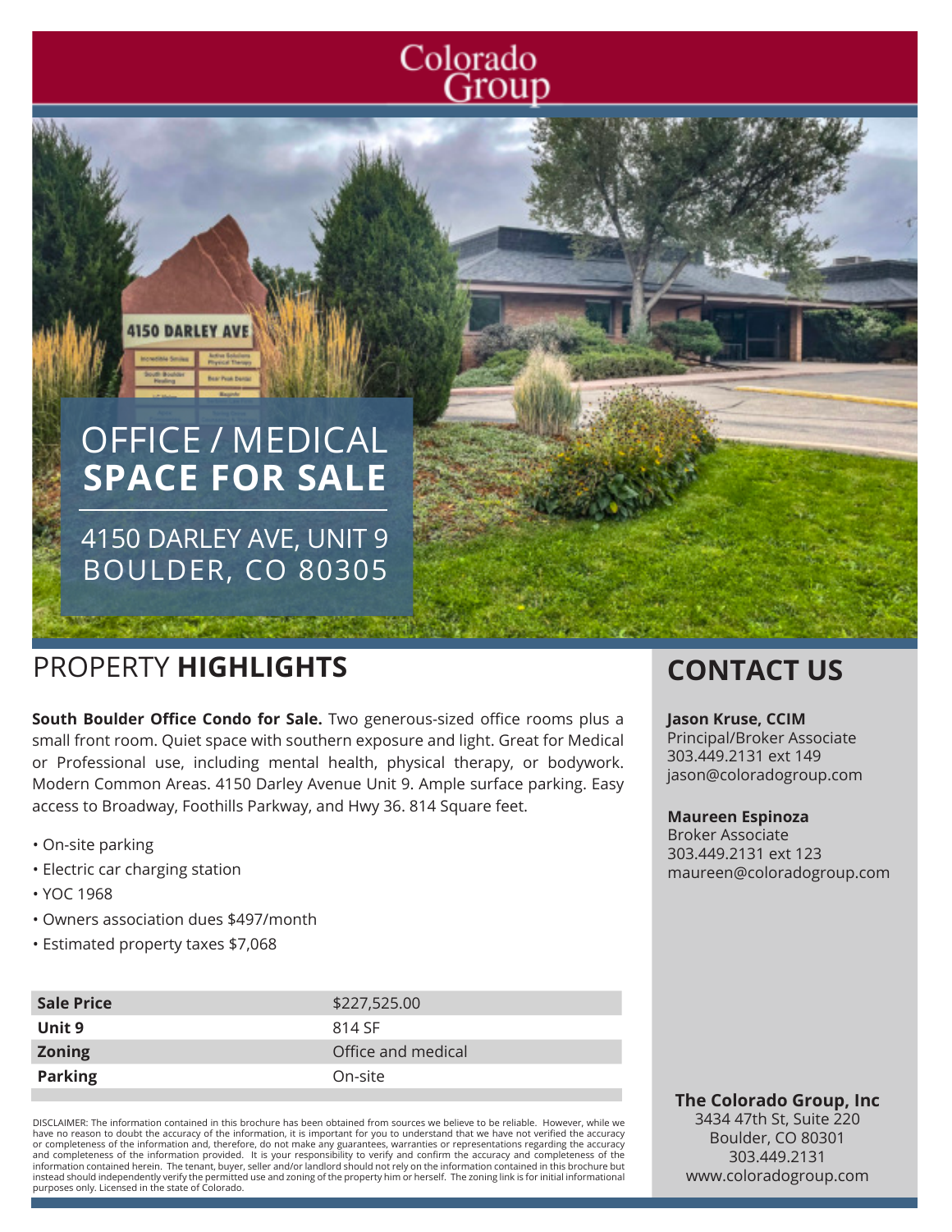Colorado Group

# OFFICE / MEDICAL **SPACE FOR SALE**

4150 DARLEY AVE, UNIT 9
BOULDER, CO 80305

## PROPERTY **HIGHLIGHTS**

**South Boulder Office Condo for Sale.** Two generous-sized office rooms plus a small front room. Quiet space with southern exposure and light. Great for Medical or Professional use, including mental health, physical therapy, or bodywork. Modern Common Areas. 4150 Darley Avenue Unit 9. Ample surface parking. Easy access to Broadway, Foothills Parkway, and Hwy 36. 814 Square feet.

- On-site parking
- Electric car charging station
- YOC 1968
- Owners association dues $497/month
- Estimated property taxes $7,068

| | |
|---|---|
| **Sale Price** | $227,525.00 |
| **Unit 9** | 814 SF |
| **Zoning** | Office and medical |
| **Parking** | On-site |

DISCLAIMER: The information contained in this brochure has been obtained from sources we believe to be reliable. However, while we have no reason to doubt the accuracy of the information, it is important for you to understand that we have not verified the accuracy or completeness of the information and, therefore, do not make any guarantees, warranties or representations regarding the accuracy and completeness of the information provided. It is your responsibility to verify and confirm the accuracy and completeness of the information contained herein. The tenant, buyer, seller and/or landlord should not rely on the information contained in this brochure but instead should independently verify the permitted use and zoning of the property him or herself. The zoning link is for initial informational purposes only. Licensed in the state of Colorado.

## CONTACT US

**Jason Kruse, CCIM**
Principal/Broker Associate
303.449.2131 ext 149
jason@coloradogroup.com

**Maureen Espinoza**
Broker Associate
303.449.2131 ext 123
maureen@coloradogroup.com

**The Colorado Group, Inc**
3434 47th St, Suite 220
Boulder, CO 80301
303.449.2131
www.coloradogroup.com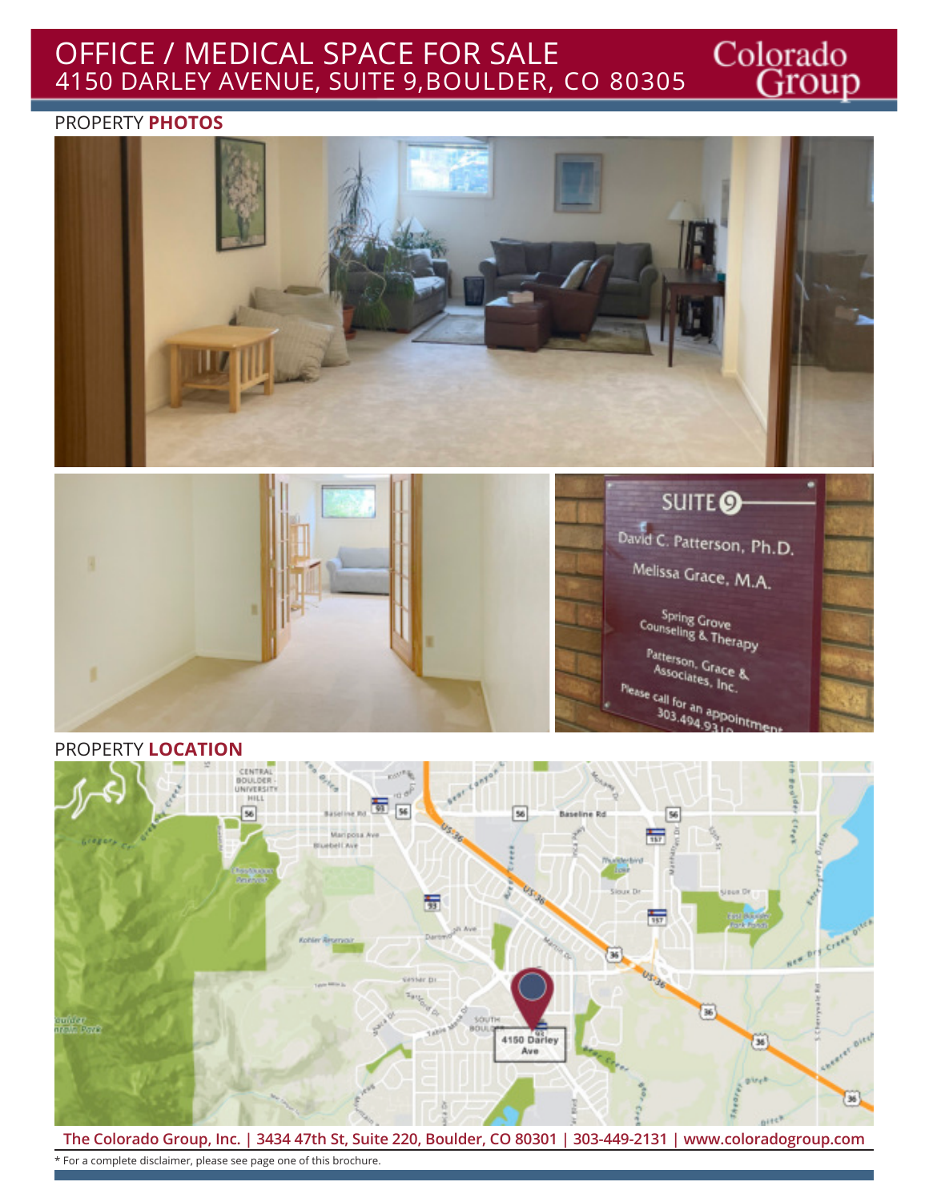# OFFICE / MEDICAL SPACE FOR SALE
## 4150 DARLEY AVENUE, SUITE 9,BOULDER, CO 80305

Colorado Group

PROPERTY **PHOTOS**

PROPERTY **LOCATION**

**The Colorado Group, Inc. | 3434 47th St, Suite 220, Boulder, CO 80301 | 303-449-2131 | www.coloradogroup.com**

* For a complete disclaimer, please see page one of this brochure.